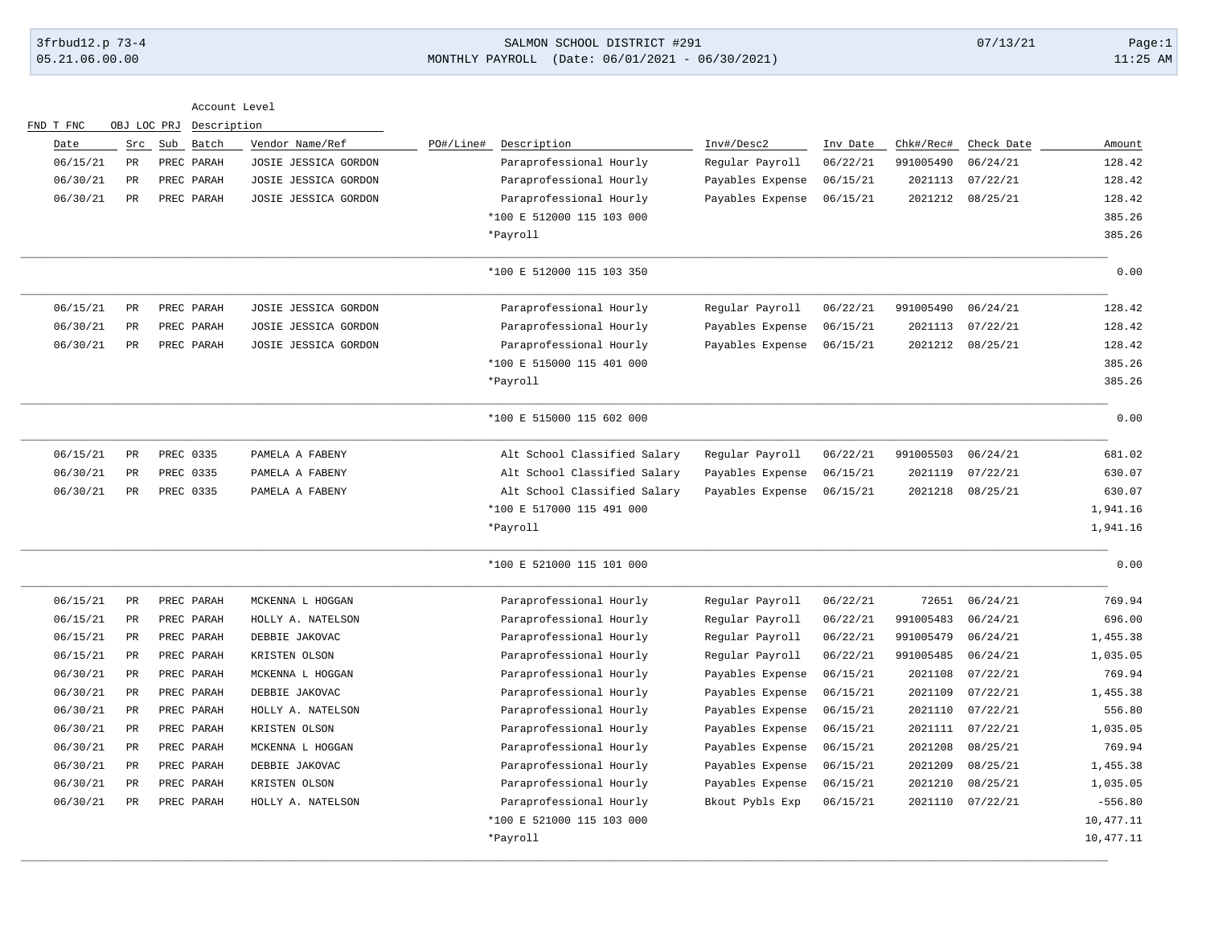SALMON SCHOOL DISTRICT #291

MONTHLY PAYROLL (Date: 06/01/2021 - 06/30/2021)

3frbud12.p 73-4 | 05.21.06.00.00 | 07/13/21 | 11:25 AM

| FND T FNC OBJ LOC PRJ / Date | Src | Sub | Batch | Vendor Name/Ref | PO#/Line# | Description | Inv#/Desc2 | Inv Date | Chk#/Rec# | Check Date | Amount |
|---|---|---|---|---|---|---|---|---|---|---|---|
| 06/15/21 | PR | PREC | PARAH | JOSIE JESSICA GORDON | | Paraprofessional Hourly | Regular Payroll | 06/22/21 | 991005490 | 06/24/21 | 128.42 |
| 06/30/21 | PR | PREC | PARAH | JOSIE JESSICA GORDON | | Paraprofessional Hourly | Payables Expense | 06/15/21 | 2021113 | 07/22/21 | 128.42 |
| 06/30/21 | PR | PREC | PARAH | JOSIE JESSICA GORDON | | Paraprofessional Hourly | Payables Expense | 06/15/21 | 2021212 | 08/25/21 | 128.42 |
| | | | | | | *100 E 512000 115 103 000 | | | | | 385.26 |
| | | | | | | *Payroll | | | | | 385.26 |
| | | | | | | *100 E 512000 115 103 350 | | | | | 0.00 |
| 06/15/21 | PR | PREC | PARAH | JOSIE JESSICA GORDON | | Paraprofessional Hourly | Regular Payroll | 06/22/21 | 991005490 | 06/24/21 | 128.42 |
| 06/30/21 | PR | PREC | PARAH | JOSIE JESSICA GORDON | | Paraprofessional Hourly | Payables Expense | 06/15/21 | 2021113 | 07/22/21 | 128.42 |
| 06/30/21 | PR | PREC | PARAH | JOSIE JESSICA GORDON | | Paraprofessional Hourly | Payables Expense | 06/15/21 | 2021212 | 08/25/21 | 128.42 |
| | | | | | | *100 E 515000 115 401 000 | | | | | 385.26 |
| | | | | | | *Payroll | | | | | 385.26 |
| | | | | | | *100 E 515000 115 602 000 | | | | | 0.00 |
| 06/15/21 | PR | PREC | 0335 | PAMELA A FABENY | | Alt School Classified Salary | Regular Payroll | 06/22/21 | 991005503 | 06/24/21 | 681.02 |
| 06/30/21 | PR | PREC | 0335 | PAMELA A FABENY | | Alt School Classified Salary | Payables Expense | 06/15/21 | 2021119 | 07/22/21 | 630.07 |
| 06/30/21 | PR | PREC | 0335 | PAMELA A FABENY | | Alt School Classified Salary | Payables Expense | 06/15/21 | 2021218 | 08/25/21 | 630.07 |
| | | | | | | *100 E 517000 115 491 000 | | | | | 1,941.16 |
| | | | | | | *Payroll | | | | | 1,941.16 |
| | | | | | | *100 E 521000 115 101 000 | | | | | 0.00 |
| 06/15/21 | PR | PREC | PARAH | MCKENNA L HOGGAN | | Paraprofessional Hourly | Regular Payroll | 06/22/21 | 72651 | 06/24/21 | 769.94 |
| 06/15/21 | PR | PREC | PARAH | HOLLY A. NATELSON | | Paraprofessional Hourly | Regular Payroll | 06/22/21 | 991005483 | 06/24/21 | 696.00 |
| 06/15/21 | PR | PREC | PARAH | DEBBIE JAKOVAC | | Paraprofessional Hourly | Regular Payroll | 06/22/21 | 991005479 | 06/24/21 | 1,455.38 |
| 06/15/21 | PR | PREC | PARAH | KRISTEN OLSON | | Paraprofessional Hourly | Regular Payroll | 06/22/21 | 991005485 | 06/24/21 | 1,035.05 |
| 06/30/21 | PR | PREC | PARAH | MCKENNA L HOGGAN | | Paraprofessional Hourly | Payables Expense | 06/15/21 | 2021108 | 07/22/21 | 769.94 |
| 06/30/21 | PR | PREC | PARAH | DEBBIE JAKOVAC | | Paraprofessional Hourly | Payables Expense | 06/15/21 | 2021109 | 07/22/21 | 1,455.38 |
| 06/30/21 | PR | PREC | PARAH | HOLLY A. NATELSON | | Paraprofessional Hourly | Payables Expense | 06/15/21 | 2021110 | 07/22/21 | 556.80 |
| 06/30/21 | PR | PREC | PARAH | KRISTEN OLSON | | Paraprofessional Hourly | Payables Expense | 06/15/21 | 2021111 | 07/22/21 | 1,035.05 |
| 06/30/21 | PR | PREC | PARAH | MCKENNA L HOGGAN | | Paraprofessional Hourly | Payables Expense | 06/15/21 | 2021208 | 08/25/21 | 769.94 |
| 06/30/21 | PR | PREC | PARAH | DEBBIE JAKOVAC | | Paraprofessional Hourly | Payables Expense | 06/15/21 | 2021209 | 08/25/21 | 1,455.38 |
| 06/30/21 | PR | PREC | PARAH | KRISTEN OLSON | | Paraprofessional Hourly | Payables Expense | 06/15/21 | 2021210 | 08/25/21 | 1,035.05 |
| 06/30/21 | PR | PREC | PARAH | HOLLY A. NATELSON | | Paraprofessional Hourly | Bkout Pybls Exp | 06/15/21 | 2021110 | 07/22/21 | -556.80 |
| | | | | | | *100 E 521000 115 103 000 | | | | | 10,477.11 |
| | | | | | | *Payroll | | | | | 10,477.11 |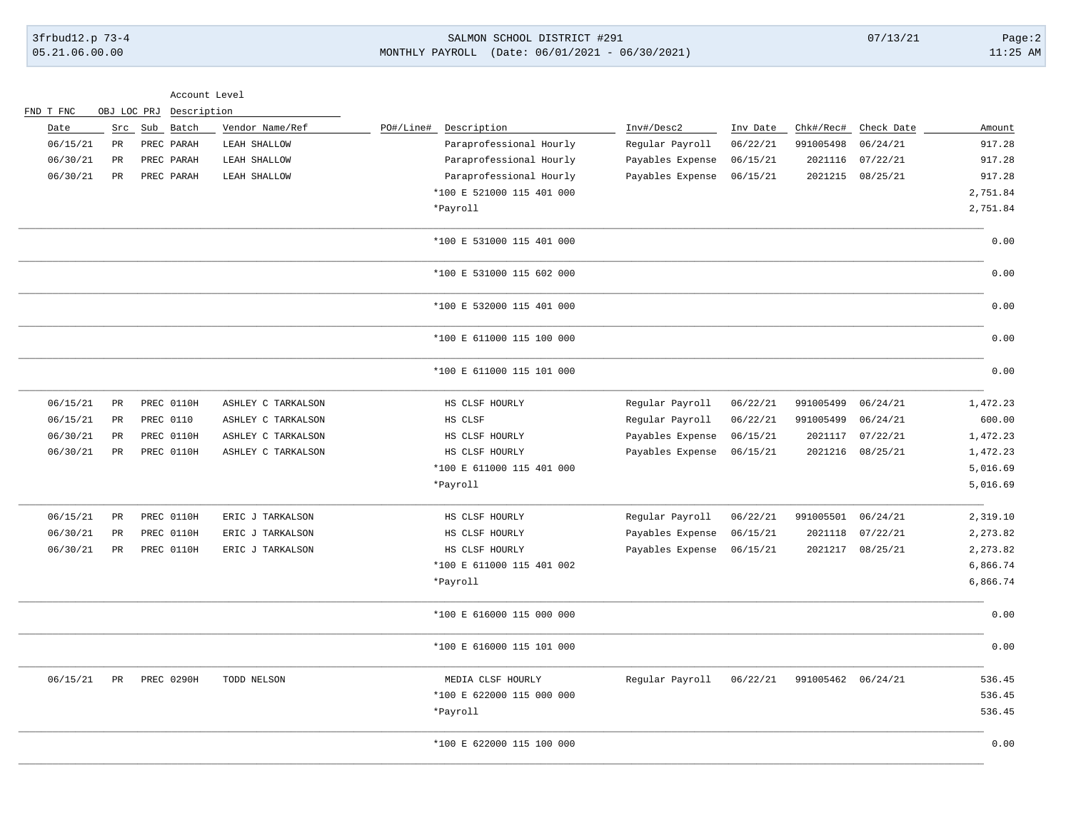| Date | Src | Sub | Batch | Vendor Name/Ref | PO#/Line# | Description | Inv#/Desc2 | Inv Date | Chk#/Rec# | Check Date | Amount |
|---|---|---|---|---|---|---|---|---|---|---|---|
| 06/15/21 | PR | PREC | PARAH | LEAH SHALLOW | | Paraprofessional Hourly | Regular Payroll | 06/22/21 | 991005498 | 06/24/21 | 917.28 |
| 06/30/21 | PR | PREC | PARAH | LEAH SHALLOW | | Paraprofessional Hourly | Payables Expense | 06/15/21 | 2021116 | 07/22/21 | 917.28 |
| 06/30/21 | PR | PREC | PARAH | LEAH SHALLOW | | Paraprofessional Hourly | Payables Expense | 06/15/21 | 2021215 | 08/25/21 | 917.28 |
| | | | | | | *100 E 521000 115 401 000 | | | | | 2,751.84 |
| | | | | | | *Payroll | | | | | 2,751.84 |
| | | | | | | *100 E 531000 115 401 000 | | | | | 0.00 |
| | | | | | | *100 E 531000 115 602 000 | | | | | 0.00 |
| | | | | | | *100 E 532000 115 401 000 | | | | | 0.00 |
| | | | | | | *100 E 611000 115 100 000 | | | | | 0.00 |
| | | | | | | *100 E 611000 115 101 000 | | | | | 0.00 |
| 06/15/21 | PR | PREC | 0110H | ASHLEY C TARKALSON | | HS CLSF HOURLY | Regular Payroll | 06/22/21 | 991005499 | 06/24/21 | 1,472.23 |
| 06/15/21 | PR | PREC | 0110 | ASHLEY C TARKALSON | | HS CLSF | Regular Payroll | 06/22/21 | 991005499 | 06/24/21 | 600.00 |
| 06/30/21 | PR | PREC | 0110H | ASHLEY C TARKALSON | | HS CLSF HOURLY | Payables Expense | 06/15/21 | 2021117 | 07/22/21 | 1,472.23 |
| 06/30/21 | PR | PREC | 0110H | ASHLEY C TARKALSON | | HS CLSF HOURLY | Payables Expense | 06/15/21 | 2021216 | 08/25/21 | 1,472.23 |
| | | | | | | *100 E 611000 115 401 000 | | | | | 5,016.69 |
| | | | | | | *Payroll | | | | | 5,016.69 |
| 06/15/21 | PR | PREC | 0110H | ERIC J TARKALSON | | HS CLSF HOURLY | Regular Payroll | 06/22/21 | 991005501 | 06/24/21 | 2,319.10 |
| 06/30/21 | PR | PREC | 0110H | ERIC J TARKALSON | | HS CLSF HOURLY | Payables Expense | 06/15/21 | 2021118 | 07/22/21 | 2,273.82 |
| 06/30/21 | PR | PREC | 0110H | ERIC J TARKALSON | | HS CLSF HOURLY | Payables Expense | 06/15/21 | 2021217 | 08/25/21 | 2,273.82 |
| | | | | | | *100 E 611000 115 401 002 | | | | | 6,866.74 |
| | | | | | | *Payroll | | | | | 6,866.74 |
| | | | | | | *100 E 616000 115 000 000 | | | | | 0.00 |
| | | | | | | *100 E 616000 115 101 000 | | | | | 0.00 |
| 06/15/21 | PR | PREC | 0290H | TODD NELSON | | MEDIA CLSF HOURLY | Regular Payroll | 06/22/21 | 991005462 | 06/24/21 | 536.45 |
| | | | | | | *100 E 622000 115 000 000 | | | | | 536.45 |
| | | | | | | *Payroll | | | | | 536.45 |
| | | | | | | *100 E 622000 115 100 000 | | | | | 0.00 |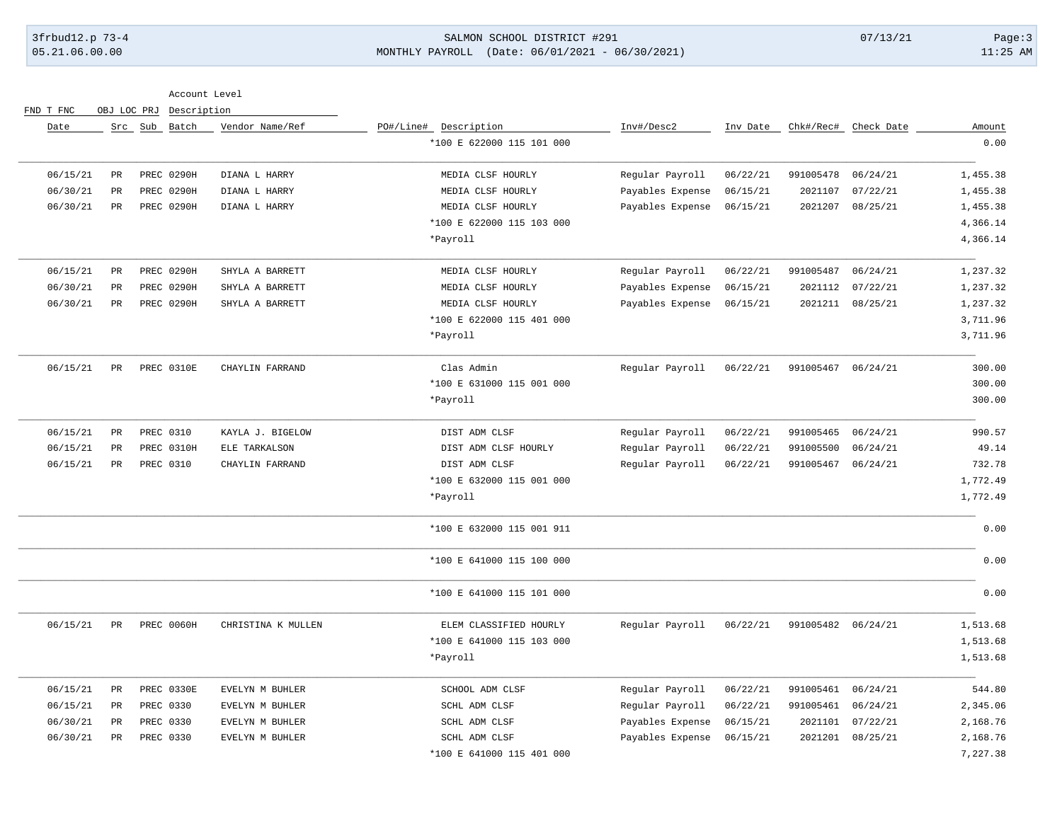| Date | Src | Sub | Batch | Vendor Name/Ref | PO#/Line# | Description | Inv#/Desc2 | Inv Date | Chk#/Rec# | Check Date | Amount |
|---|---|---|---|---|---|---|---|---|---|---|---|
| | | | | | | *100 E 622000 115 101 000 | | | | | 0.00 |
| 06/15/21 | PR | PREC | 0290H | DIANA L HARRY | | MEDIA CLSF HOURLY | Regular Payroll | 06/22/21 | 991005478 | 06/24/21 | 1,455.38 |
| 06/30/21 | PR | PREC | 0290H | DIANA L HARRY | | MEDIA CLSF HOURLY | Payables Expense | 06/15/21 | 2021107 | 07/22/21 | 1,455.38 |
| 06/30/21 | PR | PREC | 0290H | DIANA L HARRY | | MEDIA CLSF HOURLY | Payables Expense | 06/15/21 | 2021207 | 08/25/21 | 1,455.38 |
| | | | | | | *100 E 622000 115 103 000 | | | | | 4,366.14 |
| | | | | | | *Payroll | | | | | 4,366.14 |
| 06/15/21 | PR | PREC | 0290H | SHYLA A BARRETT | | MEDIA CLSF HOURLY | Regular Payroll | 06/22/21 | 991005487 | 06/24/21 | 1,237.32 |
| 06/30/21 | PR | PREC | 0290H | SHYLA A BARRETT | | MEDIA CLSF HOURLY | Payables Expense | 06/15/21 | 2021112 | 07/22/21 | 1,237.32 |
| 06/30/21 | PR | PREC | 0290H | SHYLA A BARRETT | | MEDIA CLSF HOURLY | Payables Expense | 06/15/21 | 2021211 | 08/25/21 | 1,237.32 |
| | | | | | | *100 E 622000 115 401 000 | | | | | 3,711.96 |
| | | | | | | *Payroll | | | | | 3,711.96 |
| 06/15/21 | PR | PREC | 0310E | CHAYLIN FARRAND | | Clas Admin | Regular Payroll | 06/22/21 | 991005467 | 06/24/21 | 300.00 |
| | | | | | | *100 E 631000 115 001 000 | | | | | 300.00 |
| | | | | | | *Payroll | | | | | 300.00 |
| 06/15/21 | PR | PREC | 0310 | KAYLA J. BIGELOW | | DIST ADM CLSF | Regular Payroll | 06/22/21 | 991005465 | 06/24/21 | 990.57 |
| 06/15/21 | PR | PREC | 0310H | ELE TARKALSON | | DIST ADM CLSF HOURLY | Regular Payroll | 06/22/21 | 991005500 | 06/24/21 | 49.14 |
| 06/15/21 | PR | PREC | 0310 | CHAYLIN FARRAND | | DIST ADM CLSF | Regular Payroll | 06/22/21 | 991005467 | 06/24/21 | 732.78 |
| | | | | | | *100 E 632000 115 001 000 | | | | | 1,772.49 |
| | | | | | | *Payroll | | | | | 1,772.49 |
| | | | | | | *100 E 632000 115 001 911 | | | | | 0.00 |
| | | | | | | *100 E 641000 115 100 000 | | | | | 0.00 |
| | | | | | | *100 E 641000 115 101 000 | | | | | 0.00 |
| 06/15/21 | PR | PREC | 0060H | CHRISTINA K MULLEN | | ELEM CLASSIFIED HOURLY | Regular Payroll | 06/22/21 | 991005482 | 06/24/21 | 1,513.68 |
| | | | | | | *100 E 641000 115 103 000 | | | | | 1,513.68 |
| | | | | | | *Payroll | | | | | 1,513.68 |
| 06/15/21 | PR | PREC | 0330E | EVELYN M BUHLER | | SCHOOL ADM CLSF | Regular Payroll | 06/22/21 | 991005461 | 06/24/21 | 544.80 |
| 06/15/21 | PR | PREC | 0330 | EVELYN M BUHLER | | SCHL ADM CLSF | Regular Payroll | 06/22/21 | 991005461 | 06/24/21 | 2,345.06 |
| 06/30/21 | PR | PREC | 0330 | EVELYN M BUHLER | | SCHL ADM CLSF | Payables Expense | 06/15/21 | 2021101 | 07/22/21 | 2,168.76 |
| 06/30/21 | PR | PREC | 0330 | EVELYN M BUHLER | | SCHL ADM CLSF | Payables Expense | 06/15/21 | 2021201 | 08/25/21 | 2,168.76 |
| | | | | | | *100 E 641000 115 401 000 | | | | | 7,227.38 |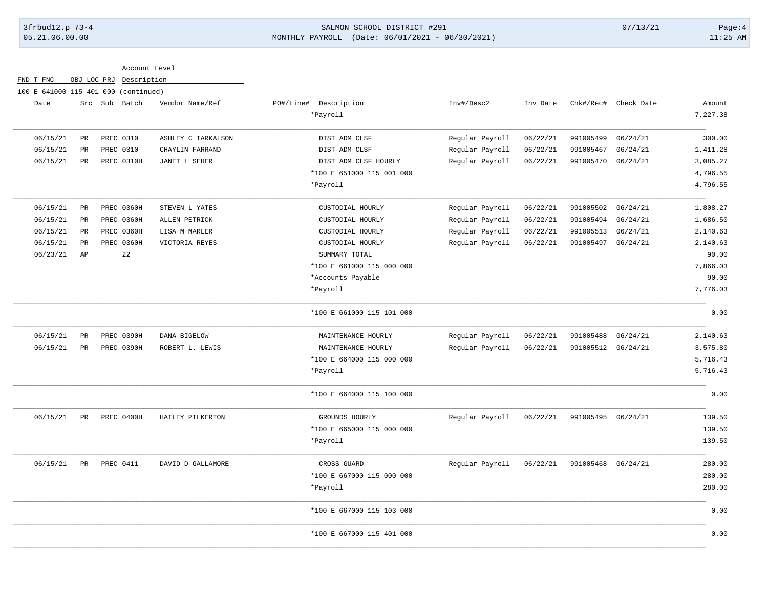Account Level

| FND T FNC | OBJ LOC PRJ | Description |
|---|---|---|
| 100 E 641000 115 401 000 (continued) | | |

| Date | Src | Sub | Batch | Vendor Name/Ref | PO#/Line# | Description | Inv#/Desc2 | Inv Date | Chk#/Rec# | Check Date | Amount |
|---|---|---|---|---|---|---|---|---|---|---|---|
| | | | | | | *Payroll | | | | | 7,227.38 |
| 06/15/21 | PR | PREC | 0310 | ASHLEY C TARKALSON | | DIST ADM CLSF | Regular Payroll | 06/22/21 | 991005499 | 06/24/21 | 300.00 |
| 06/15/21 | PR | PREC | 0310 | CHAYLIN FARRAND | | DIST ADM CLSF | Regular Payroll | 06/22/21 | 991005467 | 06/24/21 | 1,411.28 |
| 06/15/21 | PR | PREC | 0310H | JANET L SEHER | | DIST ADM CLSF HOURLY | Regular Payroll | 06/22/21 | 991005470 | 06/24/21 | 3,085.27 |
| | | | | | | *100 E 651000 115 001 000 | | | | | 4,796.55 |
| | | | | | | *Payroll | | | | | 4,796.55 |
| 06/15/21 | PR | PREC | 0360H | STEVEN L YATES | | CUSTODIAL HOURLY | Regular Payroll | 06/22/21 | 991005502 | 06/24/21 | 1,808.27 |
| 06/15/21 | PR | PREC | 0360H | ALLEN PETRICK | | CUSTODIAL HOURLY | Regular Payroll | 06/22/21 | 991005494 | 06/24/21 | 1,686.50 |
| 06/15/21 | PR | PREC | 0360H | LISA M MARLER | | CUSTODIAL HOURLY | Regular Payroll | 06/22/21 | 991005513 | 06/24/21 | 2,140.63 |
| 06/15/21 | PR | PREC | 0360H | VICTORIA REYES | | CUSTODIAL HOURLY | Regular Payroll | 06/22/21 | 991005497 | 06/24/21 | 2,140.63 |
| 06/23/21 | AP | | 22 | | | SUMMARY TOTAL | | | | | 90.00 |
| | | | | | | *100 E 661000 115 000 000 | | | | | 7,866.03 |
| | | | | | | *Accounts Payable | | | | | 90.00 |
| | | | | | | *Payroll | | | | | 7,776.03 |
| | | | | | | *100 E 661000 115 101 000 | | | | | 0.00 |
| 06/15/21 | PR | PREC | 0390H | DANA BIGELOW | | MAINTENANCE HOURLY | Regular Payroll | 06/22/21 | 991005488 | 06/24/21 | 2,140.63 |
| 06/15/21 | PR | PREC | 0390H | ROBERT L. LEWIS | | MAINTENANCE HOURLY | Regular Payroll | 06/22/21 | 991005512 | 06/24/21 | 3,575.80 |
| | | | | | | *100 E 664000 115 000 000 | | | | | 5,716.43 |
| | | | | | | *Payroll | | | | | 5,716.43 |
| | | | | | | *100 E 664000 115 100 000 | | | | | 0.00 |
| 06/15/21 | PR | PREC | 0400H | HAILEY PILKERTON | | GROUNDS HOURLY | Regular Payroll | 06/22/21 | 991005495 | 06/24/21 | 139.50 |
| | | | | | | *100 E 665000 115 000 000 | | | | | 139.50 |
| | | | | | | *Payroll | | | | | 139.50 |
| 06/15/21 | PR | PREC | 0411 | DAVID D GALLAMORE | | CROSS GUARD | Regular Payroll | 06/22/21 | 991005468 | 06/24/21 | 280.00 |
| | | | | | | *100 E 667000 115 000 000 | | | | | 280.00 |
| | | | | | | *Payroll | | | | | 280.00 |
| | | | | | | *100 E 667000 115 103 000 | | | | | 0.00 |
| | | | | | | *100 E 667000 115 401 000 | | | | | 0.00 |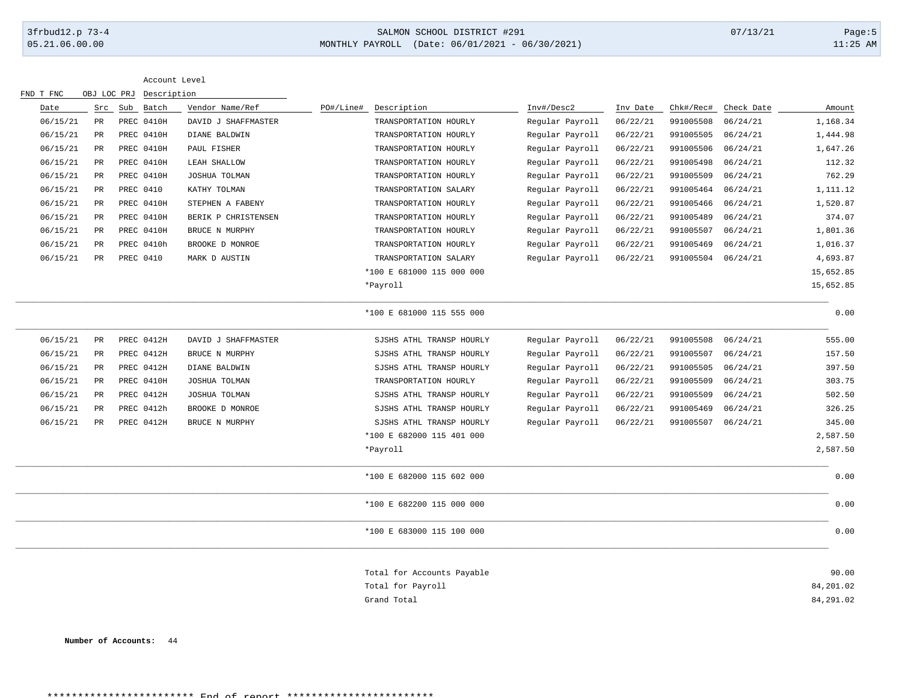| Date | Src | Sub | Batch | Vendor Name/Ref | PO#/Line# | Description | Inv#/Desc2 | Inv Date | Chk#/Rec# | Check Date | Amount |
|---|---|---|---|---|---|---|---|---|---|---|---|
| 06/15/21 | PR | PREC | 0410H | DAVID J SHAFFMASTER | | TRANSPORTATION HOURLY | Regular Payroll | 06/22/21 | 991005508 | 06/24/21 | 1,168.34 |
| 06/15/21 | PR | PREC | 0410H | DIANE BALDWIN | | TRANSPORTATION HOURLY | Regular Payroll | 06/22/21 | 991005505 | 06/24/21 | 1,444.98 |
| 06/15/21 | PR | PREC | 0410H | PAUL FISHER | | TRANSPORTATION HOURLY | Regular Payroll | 06/22/21 | 991005506 | 06/24/21 | 1,647.26 |
| 06/15/21 | PR | PREC | 0410H | LEAH SHALLOW | | TRANSPORTATION HOURLY | Regular Payroll | 06/22/21 | 991005498 | 06/24/21 | 112.32 |
| 06/15/21 | PR | PREC | 0410H | JOSHUA TOLMAN | | TRANSPORTATION HOURLY | Regular Payroll | 06/22/21 | 991005509 | 06/24/21 | 762.29 |
| 06/15/21 | PR | PREC | 0410 | KATHY TOLMAN | | TRANSPORTATION SALARY | Regular Payroll | 06/22/21 | 991005464 | 06/24/21 | 1,111.12 |
| 06/15/21 | PR | PREC | 0410H | STEPHEN A FABENY | | TRANSPORTATION HOURLY | Regular Payroll | 06/22/21 | 991005466 | 06/24/21 | 1,520.87 |
| 06/15/21 | PR | PREC | 0410H | BERIK P CHRISTENSEN | | TRANSPORTATION HOURLY | Regular Payroll | 06/22/21 | 991005489 | 06/24/21 | 374.07 |
| 06/15/21 | PR | PREC | 0410H | BRUCE N MURPHY | | TRANSPORTATION HOURLY | Regular Payroll | 06/22/21 | 991005507 | 06/24/21 | 1,801.36 |
| 06/15/21 | PR | PREC | 0410h | BROOKE D MONROE | | TRANSPORTATION HOURLY | Regular Payroll | 06/22/21 | 991005469 | 06/24/21 | 1,016.37 |
| 06/15/21 | PR | PREC | 0410 | MARK D AUSTIN | | TRANSPORTATION SALARY | Regular Payroll | 06/22/21 | 991005504 | 06/24/21 | 4,693.87 |
| | | | | | | *100 E 681000 115 000 000 | | | | | 15,652.85 |
| | | | | | | *Payroll | | | | | 15,652.85 |
| | | | | | | *100 E 681000 115 555 000 | | | | | 0.00 |
| 06/15/21 | PR | PREC | 0412H | DAVID J SHAFFMASTER | | SJSHS ATHL TRANSP HOURLY | Regular Payroll | 06/22/21 | 991005508 | 06/24/21 | 555.00 |
| 06/15/21 | PR | PREC | 0412H | BRUCE N MURPHY | | SJSHS ATHL TRANSP HOURLY | Regular Payroll | 06/22/21 | 991005507 | 06/24/21 | 157.50 |
| 06/15/21 | PR | PREC | 0412H | DIANE BALDWIN | | SJSHS ATHL TRANSP HOURLY | Regular Payroll | 06/22/21 | 991005505 | 06/24/21 | 397.50 |
| 06/15/21 | PR | PREC | 0410H | JOSHUA TOLMAN | | TRANSPORTATION HOURLY | Regular Payroll | 06/22/21 | 991005509 | 06/24/21 | 303.75 |
| 06/15/21 | PR | PREC | 0412H | JOSHUA TOLMAN | | SJSHS ATHL TRANSP HOURLY | Regular Payroll | 06/22/21 | 991005509 | 06/24/21 | 502.50 |
| 06/15/21 | PR | PREC | 0412h | BROOKE D MONROE | | SJSHS ATHL TRANSP HOURLY | Regular Payroll | 06/22/21 | 991005469 | 06/24/21 | 326.25 |
| 06/15/21 | PR | PREC | 0412H | BRUCE N MURPHY | | SJSHS ATHL TRANSP HOURLY | Regular Payroll | 06/22/21 | 991005507 | 06/24/21 | 345.00 |
| | | | | | | *100 E 682000 115 401 000 | | | | | 2,587.50 |
| | | | | | | *Payroll | | | | | 2,587.50 |
| | | | | | | *100 E 682000 115 602 000 | | | | | 0.00 |
| | | | | | | *100 E 682200 115 000 000 | | | | | 0.00 |
| | | | | | | *100 E 683000 115 100 000 | | | | | 0.00 |

| | |
|---|---|
| Total for Accounts Payable | 90.00 |
| Total for Payroll | 84,201.02 |
| Grand Total | 84,291.02 |

**Number of Accounts:** 44

************************ End of report ************************